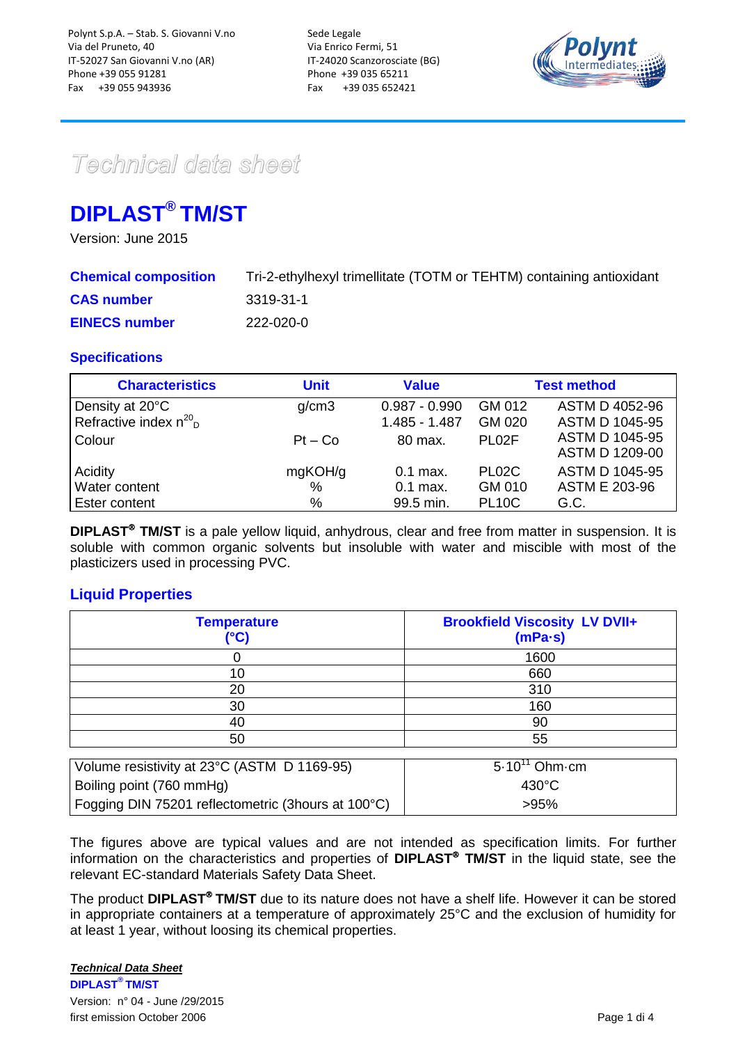Polynt S.p.A. – Stab. S. Giovanni V.no
Via del Pruneto, 40
IT-52027 San Giovanni V.no (AR)
Phone +39 055 91281
Fax +39 055 943936

Sede Legale
Via Enrico Fermi, 51
IT-24020 Scanzorosciate (BG)
Phone +39 035 65211
Fax +39 035 652421

*Technical data sheet*

# DIPLAST® TM/ST

Version: June 2015

| | |
|---|---|
| **Chemical composition** | Tri-2-ethylhexyl trimellitate (TOTM or TEHTM) containing antioxidant |
| **CAS number** | 3319-31-1 |
| **EINECS number** | 222-020-0 |

## Specifications

| Characteristics | Unit | Value | Test method | |
|---|---|---|---|---|
| Density at 20°C | g/cm3 | 0.987 - 0.990 | GM 012 | ASTM D 4052-96 |
| Refractive index $n^{20}_{D}$ | | 1.485 - 1.487 | GM 020 | ASTM D 1045-95 |
| Colour | Pt – Co | 80 max. | PL02F | ASTM D 1045-95 ASTM D 1209-00 |
| Acidity | mgKOH/g | 0.1 max. | PL02C | ASTM D 1045-95 |
| Water content | % | 0.1 max. | GM 010 | ASTM E 203-96 |
| Ester content | % | 99.5 min. | PL10C | G.C. |

**DIPLAST® TM/ST** is a pale yellow liquid, anhydrous, clear and free from matter in suspension. It is soluble with common organic solvents but insoluble with water and miscible with most of the plasticizers used in processing PVC.

## Liquid Properties

| Temperature (°C) | Brookfield Viscosity LV DVII+ (mPa·s) |
|---|---|
| 0 | 1600 |
| 10 | 660 |
| 20 | 310 |
| 30 | 160 |
| 40 | 90 |
| 50 | 55 |

| | |
|---|---|
| Volume resistivity at 23°C (ASTM D 1169-95) | $5 \cdot 10^{11}$ Ohm·cm |
| Boiling point (760 mmHg) | 430°C |
| Fogging DIN 75201 reflectometric (3hours at 100°C) | >95% |

The figures above are typical values and are not intended as specification limits. For further information on the characteristics and properties of **DIPLAST® TM/ST** in the liquid state, see the relevant EC-standard Materials Safety Data Sheet.

The product **DIPLAST® TM/ST** due to its nature does not have a shelf life. However it can be stored in appropriate containers at a temperature of approximately 25°C and the exclusion of humidity for at least 1 year, without loosing its chemical properties.

***Technical Data Sheet***
**DIPLAST® TM/ST**
Version: n° 04 - June /29/2015
first emission October 2006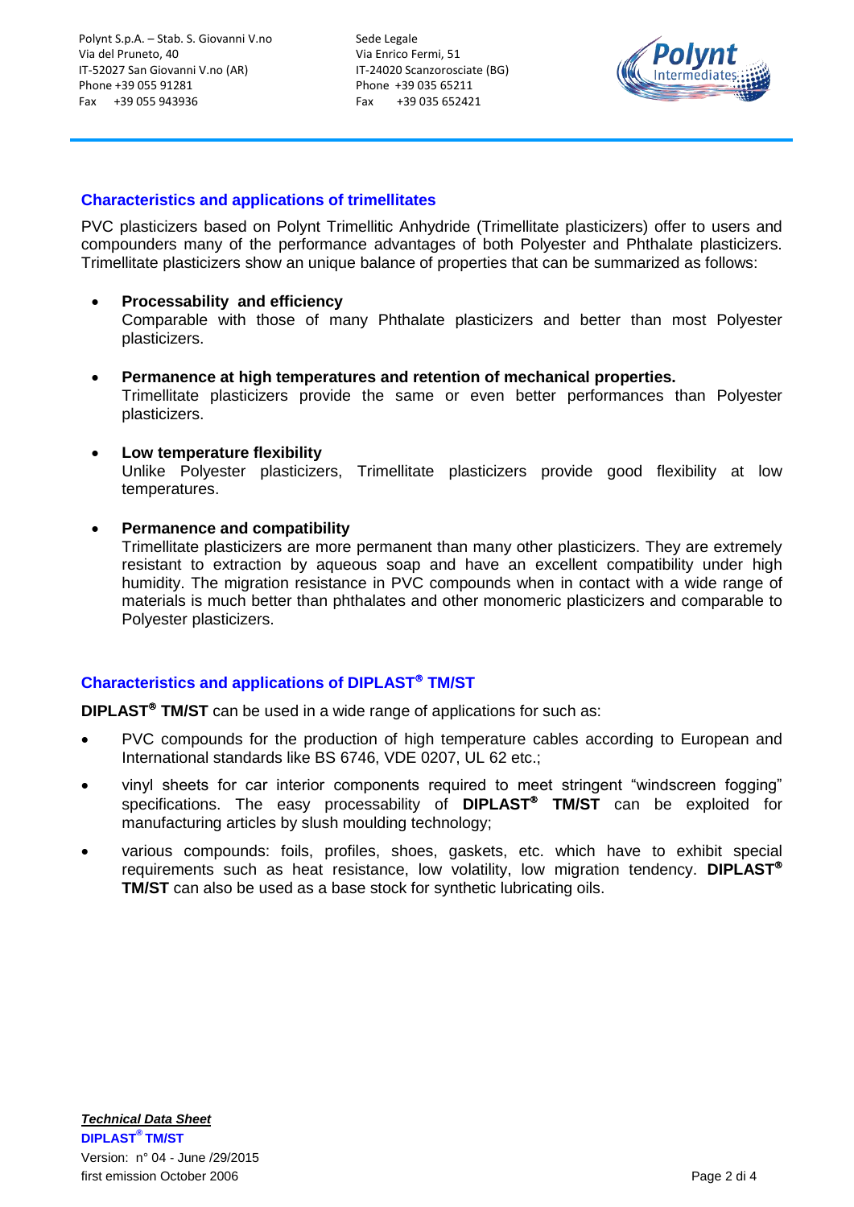## Characteristics and applications of trimellitates

PVC plasticizers based on Polynt Trimellitic Anhydride (Trimellitate plasticizers) offer to users and compounders many of the performance advantages of both Polyester and Phthalate plasticizers. Trimellitate plasticizers show an unique balance of properties that can be summarized as follows:

- **Processability and efficiency**
  Comparable with those of many Phthalate plasticizers and better than most Polyester plasticizers.

- **Permanence at high temperatures and retention of mechanical properties.**
  Trimellitate plasticizers provide the same or even better performances than Polyester plasticizers.

- **Low temperature flexibility**
  Unlike Polyester plasticizers, Trimellitate plasticizers provide good flexibility at low temperatures.

- **Permanence and compatibility**
  Trimellitate plasticizers are more permanent than many other plasticizers. They are extremely resistant to extraction by aqueous soap and have an excellent compatibility under high humidity. The migration resistance in PVC compounds when in contact with a wide range of materials is much better than phthalates and other monomeric plasticizers and comparable to Polyester plasticizers.

## Characteristics and applications of DIPLAST® TM/ST

**DIPLAST® TM/ST** can be used in a wide range of applications for such as:

- PVC compounds for the production of high temperature cables according to European and International standards like BS 6746, VDE 0207, UL 62 etc.;
- vinyl sheets for car interior components required to meet stringent "windscreen fogging" specifications. The easy processability of **DIPLAST® TM/ST** can be exploited for manufacturing articles by slush moulding technology;
- various compounds: foils, profiles, shoes, gaskets, etc. which have to exhibit special requirements such as heat resistance, low volatility, low migration tendency. **DIPLAST® TM/ST** can also be used as a base stock for synthetic lubricating oils.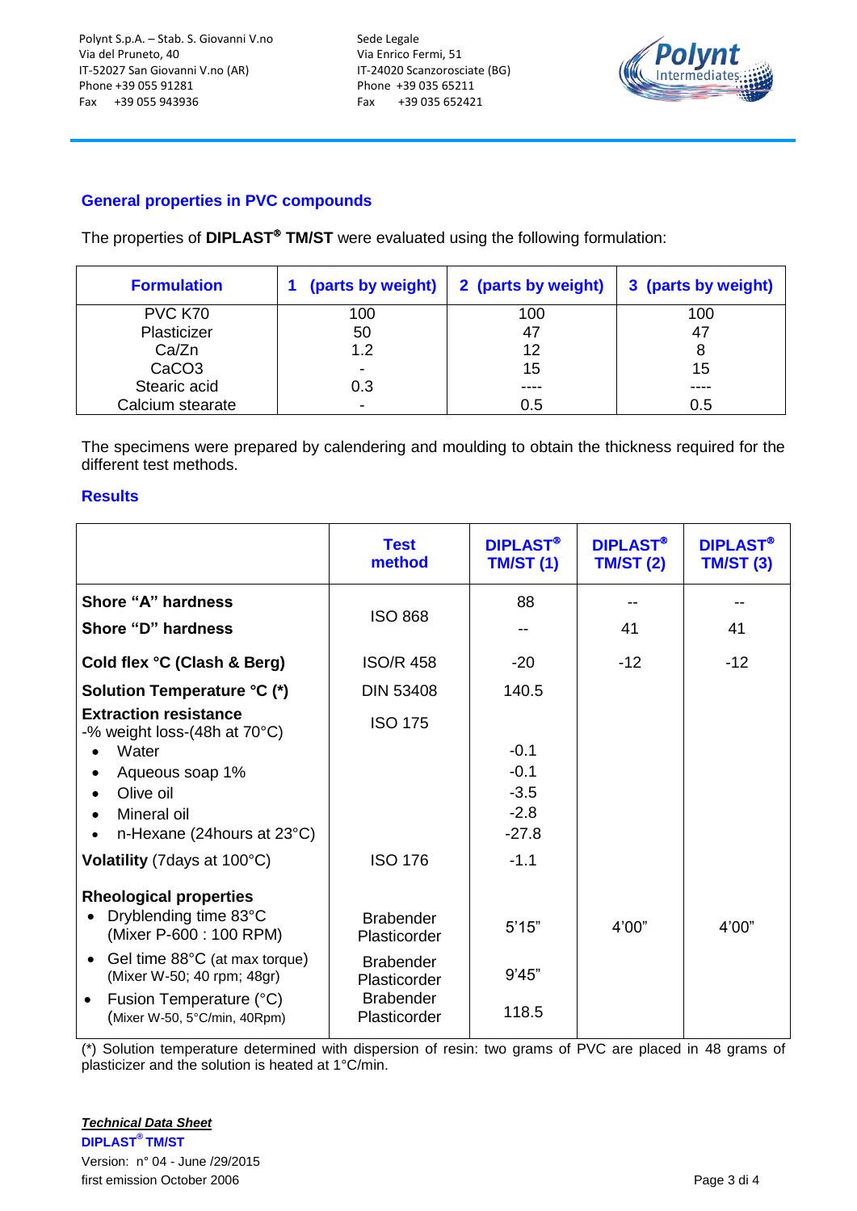## General properties in PVC compounds

The properties of **DIPLAST® TM/ST** were evaluated using the following formulation:

| Formulation | 1 (parts by weight) | 2 (parts by weight) | 3 (parts by weight) |
|---|---|---|---|
| PVC K70 | 100 | 100 | 100 |
| Plasticizer | 50 | 47 | 47 |
| Ca/Zn | 1.2 | 12 | 8 |
| $CaCO_3$ | - | 15 | 15 |
| Stearic acid | 0.3 | ---- | ---- |
| Calcium stearate | - | 0.5 | 0.5 |

The specimens were prepared by calendering and moulding to obtain the thickness required for the different test methods.

## Results

| | Test method | DIPLAST® TM/ST (1) | DIPLAST® TM/ST (2) | DIPLAST® TM/ST (3) |
|---|---|---|---|---|
| **Shore "A" hardness** | ISO 868 | 88 | -- | -- |
| **Shore "D" hardness** | ISO 868 | -- | 41 | 41 |
| **Cold flex °C (Clash & Berg)** | ISO/R 458 | -20 | -12 | -12 |
| **Solution Temperature °C (*)** | DIN 53408 | 140.5 | | |
| **Extraction resistance** -% weight loss-(48h at 70°C) | ISO 175 | | | |
| • Water | | -0.1 | | |
| • Aqueous soap 1% | | -0.1 | | |
| • Olive oil | | -3.5 | | |
| • Mineral oil | | -2.8 | | |
| • n-Hexane (24hours at 23°C) | | -27.8 | | |
| **Volatility** (7days at 100°C) | ISO 176 | -1.1 | | |
| **Rheological properties** | | | | |
| • Dryblending time 83°C (Mixer P-600 : 100 RPM) | Brabender Plasticorder | 5'15" | 4'00" | 4'00" |
| • Gel time 88°C (at max torque) (Mixer W-50; 40 rpm; 48gr) | Brabender Plasticorder | 9'45" | | |
| • Fusion Temperature (°C) (Mixer W-50, 5°C/min, 40Rpm) | Brabender Plasticorder | 118.5 | | |

(*) Solution temperature determined with dispersion of resin: two grams of PVC are placed in 48 grams of plasticizer and the solution is heated at 1°C/min.

***Technical Data Sheet***
**DIPLAST® TM/ST**
Version: n° 04 - June /29/2015
first emission October 2006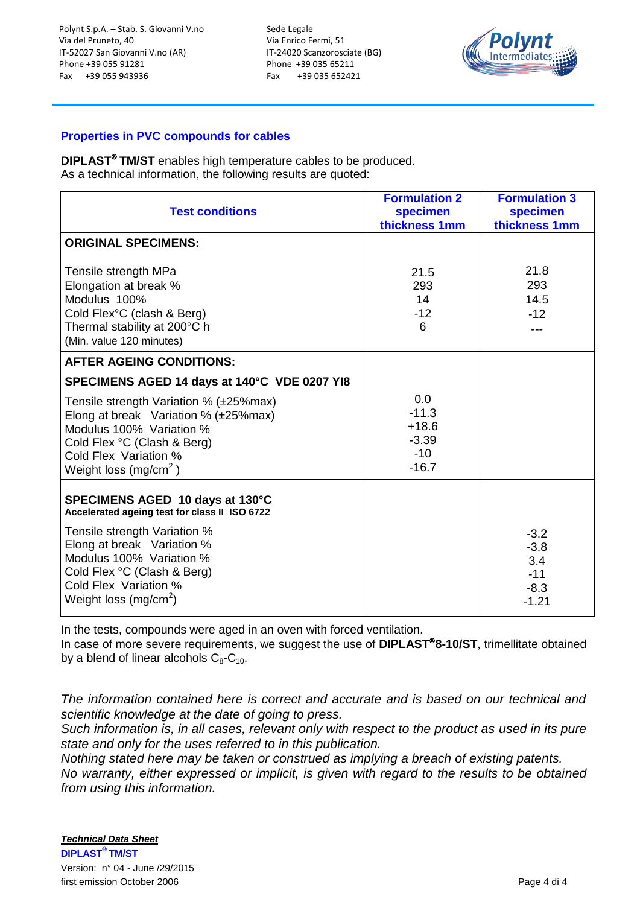## Properties in PVC compounds for cables

**DIPLAST® TM/ST** enables high temperature cables to be produced.
As a technical information, the following results are quoted:

| Test conditions | Formulation 2 specimen thickness 1mm | Formulation 3 specimen thickness 1mm |
|---|---|---|
| **ORIGINAL SPECIMENS:** | | |
| Tensile strength MPa | 21.5 | 21.8 |
| Elongation at break % | 293 | 293 |
| Modulus 100% | 14 | 14.5 |
| Cold Flex°C (clash & Berg) | -12 | -12 |
| Thermal stability at 200°C h (Min. value 120 minutes) | 6 | --- |
| **AFTER AGEING CONDITIONS:** | | |
| **SPECIMENS AGED 14 days at 140°C VDE 0207 YI8** | | |
| Tensile strength Variation % (±25%max) | 0.0 | |
| Elong at break Variation % (±25%max) | -11.3 | |
| Modulus 100% Variation % | +18.6 | |
| Cold Flex °C (Clash & Berg) | -3.39 | |
| Cold Flex Variation % | -10 | |
| Weight loss (mg/cm$^2$) | -16.7 | |
| **SPECIMENS AGED 10 days at 130°C** **Accelerated ageing test for class II ISO 6722** | | |
| Tensile strength Variation % | | -3.2 |
| Elong at break Variation % | | -3.8 |
| Modulus 100% Variation % | | 3.4 |
| Cold Flex °C (Clash & Berg) | | -11 |
| Cold Flex Variation % | | -8.3 |
| Weight loss (mg/cm$^2$) | | -1.21 |

In the tests, compounds were aged in an oven with forced ventilation.
In case of more severe requirements, we suggest the use of **DIPLAST®8-10/ST**, trimellitate obtained by a blend of linear alcohols $C_8$-$C_{10}$.

*The information contained here is correct and accurate and is based on our technical and scientific knowledge at the date of going to press.*
*Such information is, in all cases, relevant only with respect to the product as used in its pure state and only for the uses referred to in this publication.*
*Nothing stated here may be taken or construed as implying a breach of existing patents.*
*No warranty, either expressed or implicit, is given with regard to the results to be obtained from using this information.*

***Technical Data Sheet***
**DIPLAST® TM/ST**
Version: n° 04 - June /29/2015
first emission October 2006